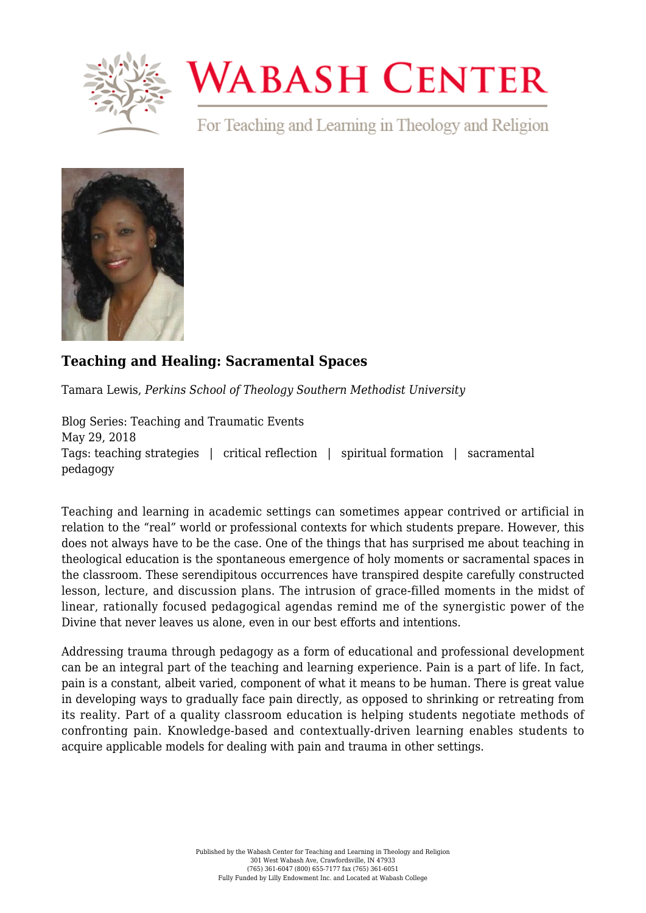# Teaching and Healing: Sacramental Spaces

Tamara Lewis, *Perkins School of Theology Southern Methodist University*

Blog Series: Teaching and Traumatic Events
May 29, 2018
Tags: teaching strategies | critical reflection | spiritual formation | sacramental pedagogy

Teaching and learning in academic settings can sometimes appear contrived or artificial in relation to the "real" world or professional contexts for which students prepare. However, this does not always have to be the case. One of the things that has surprised me about teaching in theological education is the spontaneous emergence of holy moments or sacramental spaces in the classroom. These serendipitous occurrences have transpired despite carefully constructed lesson, lecture, and discussion plans. The intrusion of grace-filled moments in the midst of linear, rationally focused pedagogical agendas remind me of the synergistic power of the Divine that never leaves us alone, even in our best efforts and intentions.

Addressing trauma through pedagogy as a form of educational and professional development can be an integral part of the teaching and learning experience. Pain is a part of life. In fact, pain is a constant, albeit varied, component of what it means to be human. There is great value in developing ways to gradually face pain directly, as opposed to shrinking or retreating from its reality. Part of a quality classroom education is helping students negotiate methods of confronting pain. Knowledge-based and contextually-driven learning enables students to acquire applicable models for dealing with pain and trauma in other settings.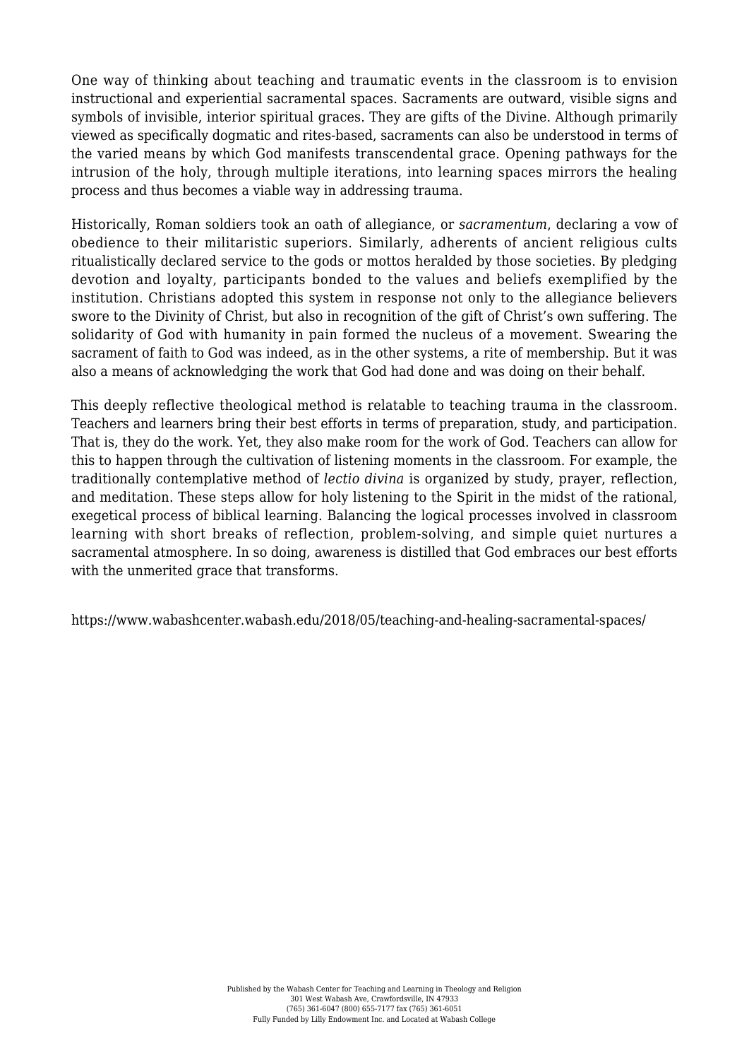One way of thinking about teaching and traumatic events in the classroom is to envision instructional and experiential sacramental spaces. Sacraments are outward, visible signs and symbols of invisible, interior spiritual graces. They are gifts of the Divine. Although primarily viewed as specifically dogmatic and rites-based, sacraments can also be understood in terms of the varied means by which God manifests transcendental grace. Opening pathways for the intrusion of the holy, through multiple iterations, into learning spaces mirrors the healing process and thus becomes a viable way in addressing trauma.

Historically, Roman soldiers took an oath of allegiance, or *sacramentum*, declaring a vow of obedience to their militaristic superiors. Similarly, adherents of ancient religious cults ritualistically declared service to the gods or mottos heralded by those societies. By pledging devotion and loyalty, participants bonded to the values and beliefs exemplified by the institution. Christians adopted this system in response not only to the allegiance believers swore to the Divinity of Christ, but also in recognition of the gift of Christ's own suffering. The solidarity of God with humanity in pain formed the nucleus of a movement. Swearing the sacrament of faith to God was indeed, as in the other systems, a rite of membership. But it was also a means of acknowledging the work that God had done and was doing on their behalf.

This deeply reflective theological method is relatable to teaching trauma in the classroom. Teachers and learners bring their best efforts in terms of preparation, study, and participation. That is, they do the work. Yet, they also make room for the work of God. Teachers can allow for this to happen through the cultivation of listening moments in the classroom. For example, the traditionally contemplative method of *lectio divina* is organized by study, prayer, reflection, and meditation. These steps allow for holy listening to the Spirit in the midst of the rational, exegetical process of biblical learning. Balancing the logical processes involved in classroom learning with short breaks of reflection, problem-solving, and simple quiet nurtures a sacramental atmosphere. In so doing, awareness is distilled that God embraces our best efforts with the unmerited grace that transforms.

https://www.wabashcenter.wabash.edu/2018/05/teaching-and-healing-sacramental-spaces/